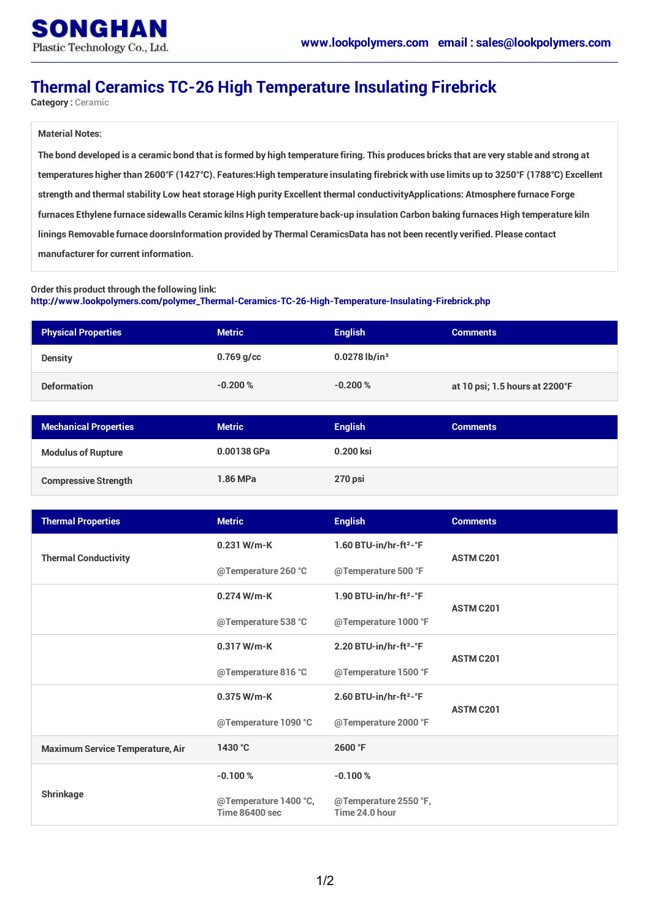SONGHAN
Plastic Technology Co., Ltd.

www.lookpolymers.com email : sales@lookpolymers.com

# Thermal Ceramics TC-26 High Temperature Insulating Firebrick

**Category :** Ceramic

**Material Notes:**

The bond developed is a ceramic bond that is formed by high temperature firing. This produces bricks that are very stable and strong at temperatures higher than 2600°F (1427°C). Features:High temperature insulating firebrick with use limits up to 3250°F (1788°C) Excellent strength and thermal stability Low heat storage High purity Excellent thermal conductivityApplications: Atmosphere furnace Forge furnaces Ethylene furnace sidewalls Ceramic kilns High temperature back-up insulation Carbon baking furnaces High temperature kiln linings Removable furnace doorsInformation provided by Thermal CeramicsData has not been recently verified. Please contact manufacturer for current information.

Order this product through the following link:
http://www.lookpolymers.com/polymer_Thermal-Ceramics-TC-26-High-Temperature-Insulating-Firebrick.php

| Physical Properties | Metric | English | Comments |
| --- | --- | --- | --- |
| Density | 0.769 g/cc | 0.0278 lb/in³ | |
| Deformation | -0.200 % | -0.200 % | at 10 psi; 1.5 hours at 2200°F |

| Mechanical Properties | Metric | English | Comments |
| --- | --- | --- | --- |
| Modulus of Rupture | 0.00138 GPa | 0.200 ksi | |
| Compressive Strength | 1.86 MPa | 270 psi | |

| Thermal Properties | Metric | English | Comments |
| --- | --- | --- | --- |
| Thermal Conductivity | 0.231 W/m-K @Temperature 260 °C | 1.60 BTU-in/hr-ft²-°F @Temperature 500 °F | ASTM C201 |
| | 0.274 W/m-K @Temperature 538 °C | 1.90 BTU-in/hr-ft²-°F @Temperature 1000 °F | ASTM C201 |
| | 0.317 W/m-K @Temperature 816 °C | 2.20 BTU-in/hr-ft²-°F @Temperature 1500 °F | ASTM C201 |
| | 0.375 W/m-K @Temperature 1090 °C | 2.60 BTU-in/hr-ft²-°F @Temperature 2000 °F | ASTM C201 |
| Maximum Service Temperature, Air | 1430 °C | 2600 °F | |
| Shrinkage | -0.100 % @Temperature 1400 °C, Time 86400 sec | -0.100 % @Temperature 2550 °F, Time 24.0 hour | |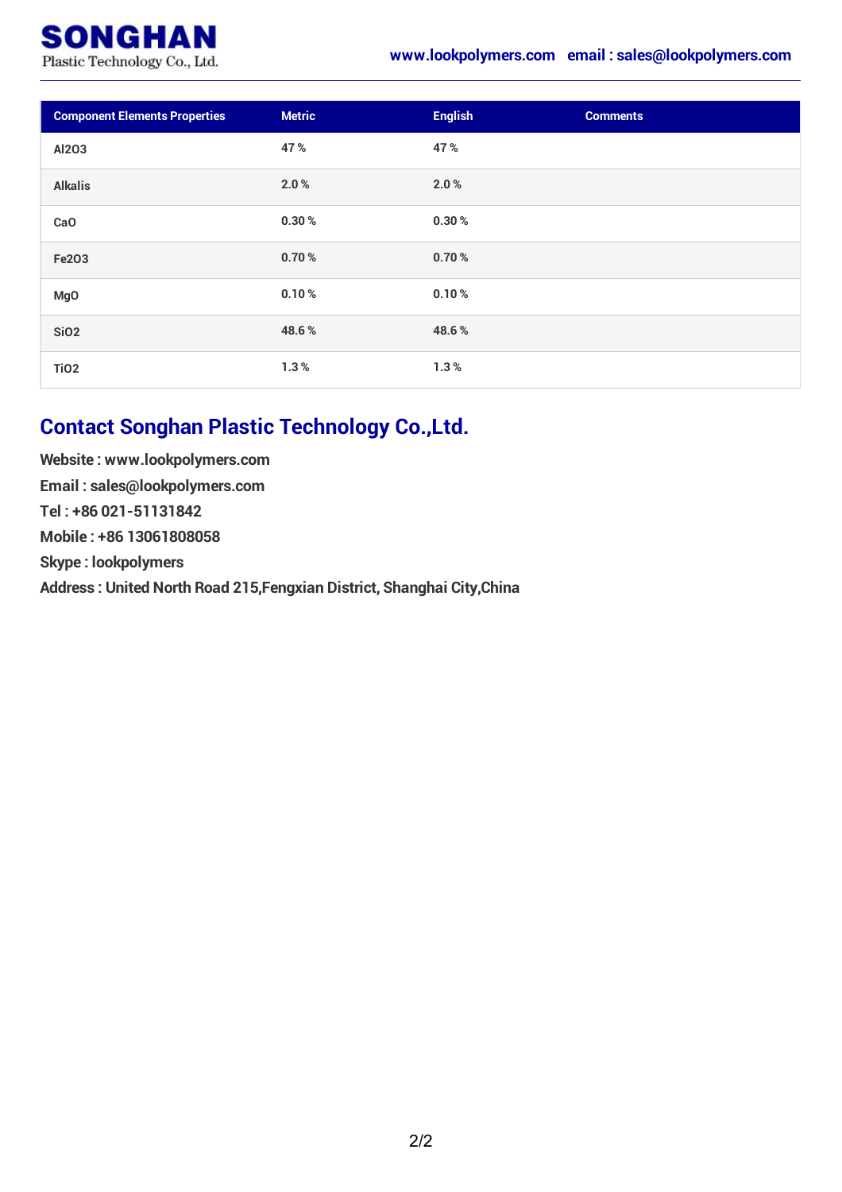| Component Elements Properties | Metric | English | Comments |
|---|---|---|---|
| $Al_2O_3$ | 47 % | 47 % | |
| Alkalis | 2.0 % | 2.0 % | |
| CaO | 0.30 % | 0.30 % | |
| $Fe_2O_3$ | 0.70 % | 0.70 % | |
| MgO | 0.10 % | 0.10 % | |
| $SiO_2$ | 48.6 % | 48.6 % | |
| $TiO_2$ | 1.3 % | 1.3 % | |

## Contact Songhan Plastic Technology Co.,Ltd.

**Website : www.lookpolymers.com**

**Email : sales@lookpolymers.com**

**Tel : +86 021-51131842**

**Mobile : +86 13061808058**

**Skype : lookpolymers**

**Address : United North Road 215,Fengxian District, Shanghai City,China**